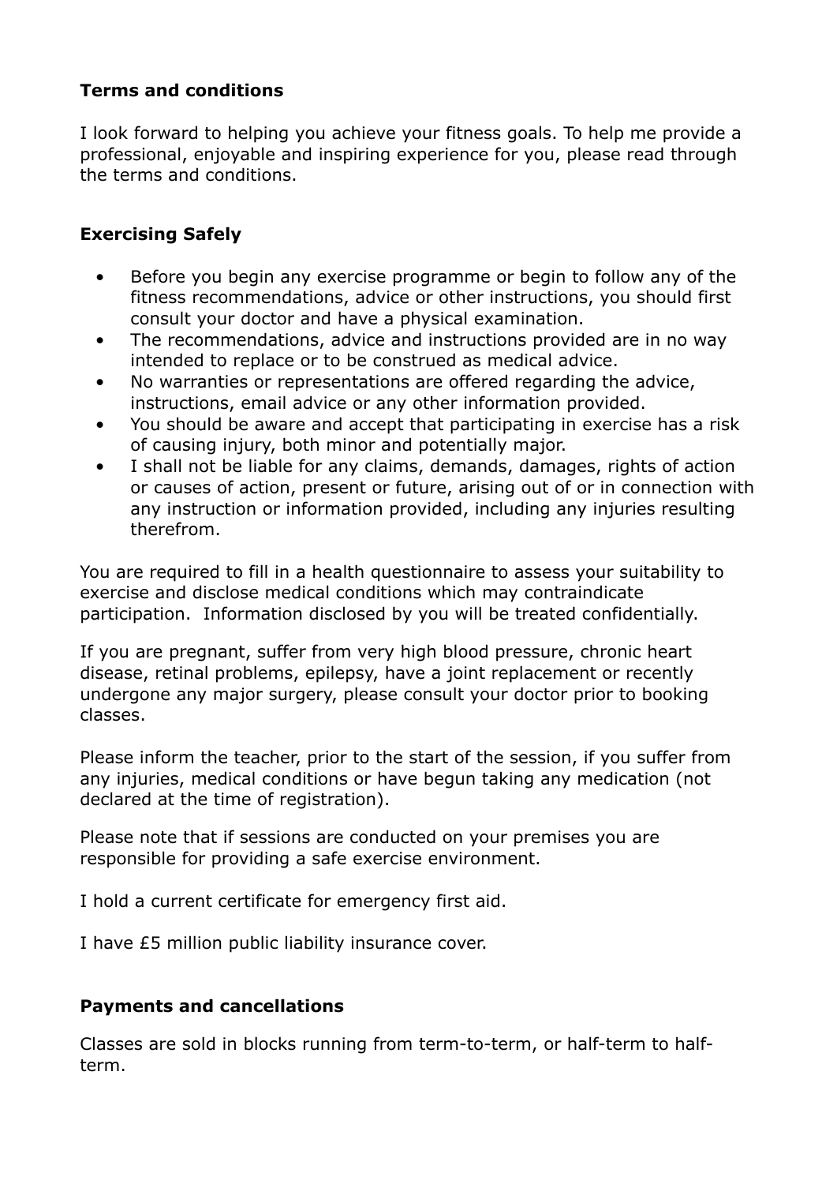## Terms and conditions

I look forward to helping you achieve your fitness goals. To help me provide a professional, enjoyable and inspiring experience for you, please read through the terms and conditions.

## Exercising Safely

- Before you begin any exercise programme or begin to follow any of the fitness recommendations, advice or other instructions, you should first consult your doctor and have a physical examination.
- The recommendations, advice and instructions provided are in no way intended to replace or to be construed as medical advice.
- No warranties or representations are offered regarding the advice, instructions, email advice or any other information provided.
- You should be aware and accept that participating in exercise has a risk of causing injury, both minor and potentially major.
- I shall not be liable for any claims, demands, damages, rights of action or causes of action, present or future, arising out of or in connection with any instruction or information provided, including any injuries resulting therefrom.

You are required to fill in a health questionnaire to assess your suitability to exercise and disclose medical conditions which may contraindicate participation. Information disclosed by you will be treated confidentially.

If you are pregnant, suffer from very high blood pressure, chronic heart disease, retinal problems, epilepsy, have a joint replacement or recently undergone any major surgery, please consult your doctor prior to booking classes.

Please inform the teacher, prior to the start of the session, if you suffer from any injuries, medical conditions or have begun taking any medication (not declared at the time of registration).

Please note that if sessions are conducted on your premises you are responsible for providing a safe exercise environment.

I hold a current certificate for emergency first aid.

I have £5 million public liability insurance cover.

## Payments and cancellations

Classes are sold in blocks running from term-to-term, or half-term to half-term.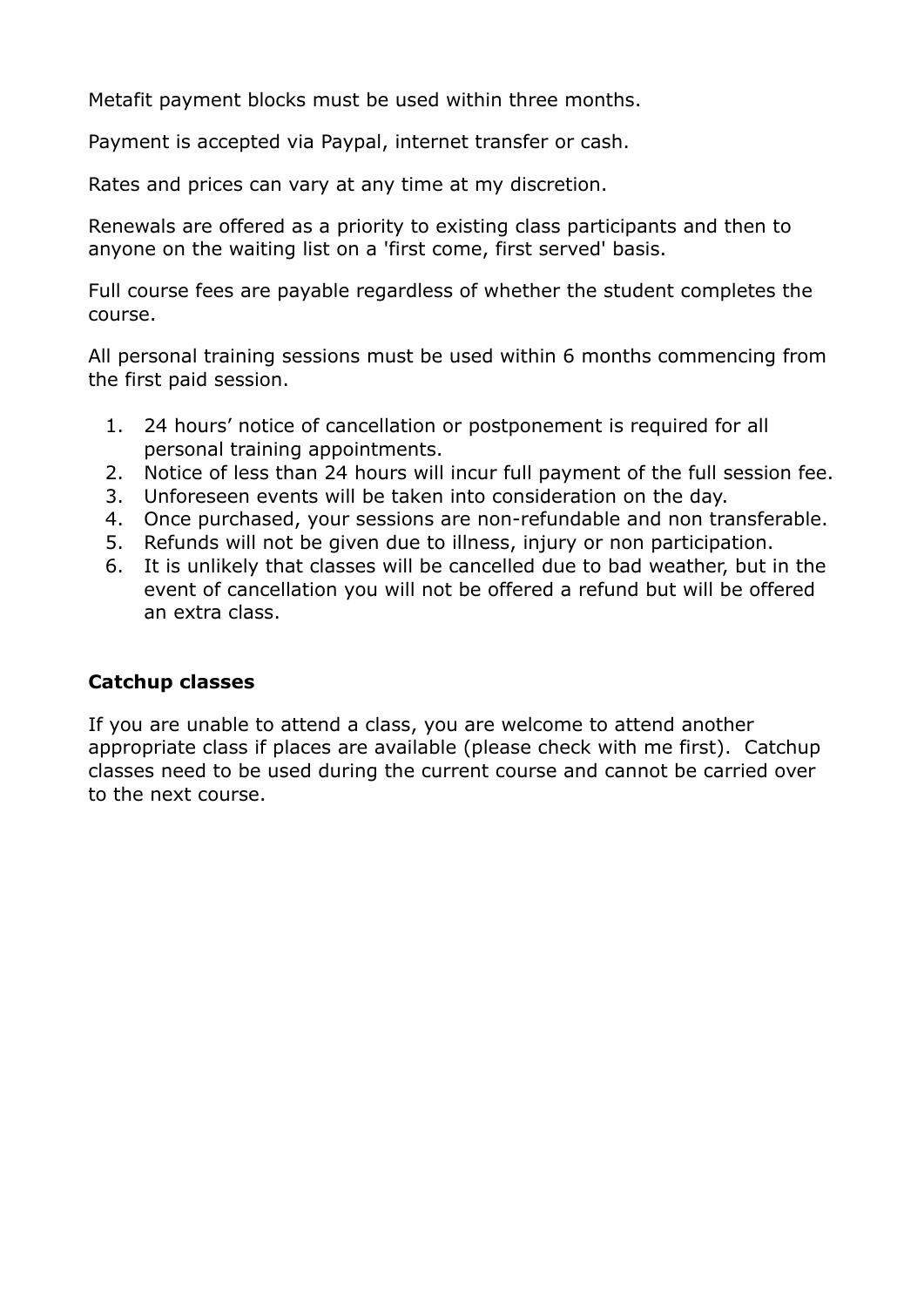Metafit payment blocks must be used within three months.

Payment is accepted via Paypal, internet transfer or cash.

Rates and prices can vary at any time at my discretion.

Renewals are offered as a priority to existing class participants and then to anyone on the waiting list on a 'first come, first served' basis.

Full course fees are payable regardless of whether the student completes the course.

All personal training sessions must be used within 6 months commencing from the first paid session.

1. 24 hours' notice of cancellation or postponement is required for all personal training appointments.
2. Notice of less than 24 hours will incur full payment of the full session fee.
3. Unforeseen events will be taken into consideration on the day.
4. Once purchased, your sessions are non-refundable and non transferable.
5. Refunds will not be given due to illness, injury or non participation.
6. It is unlikely that classes will be cancelled due to bad weather, but in the event of cancellation you will not be offered a refund but will be offered an extra class.

**Catchup classes**

If you are unable to attend a class, you are welcome to attend another appropriate class if places are available (please check with me first). Catchup classes need to be used during the current course and cannot be carried over to the next course.